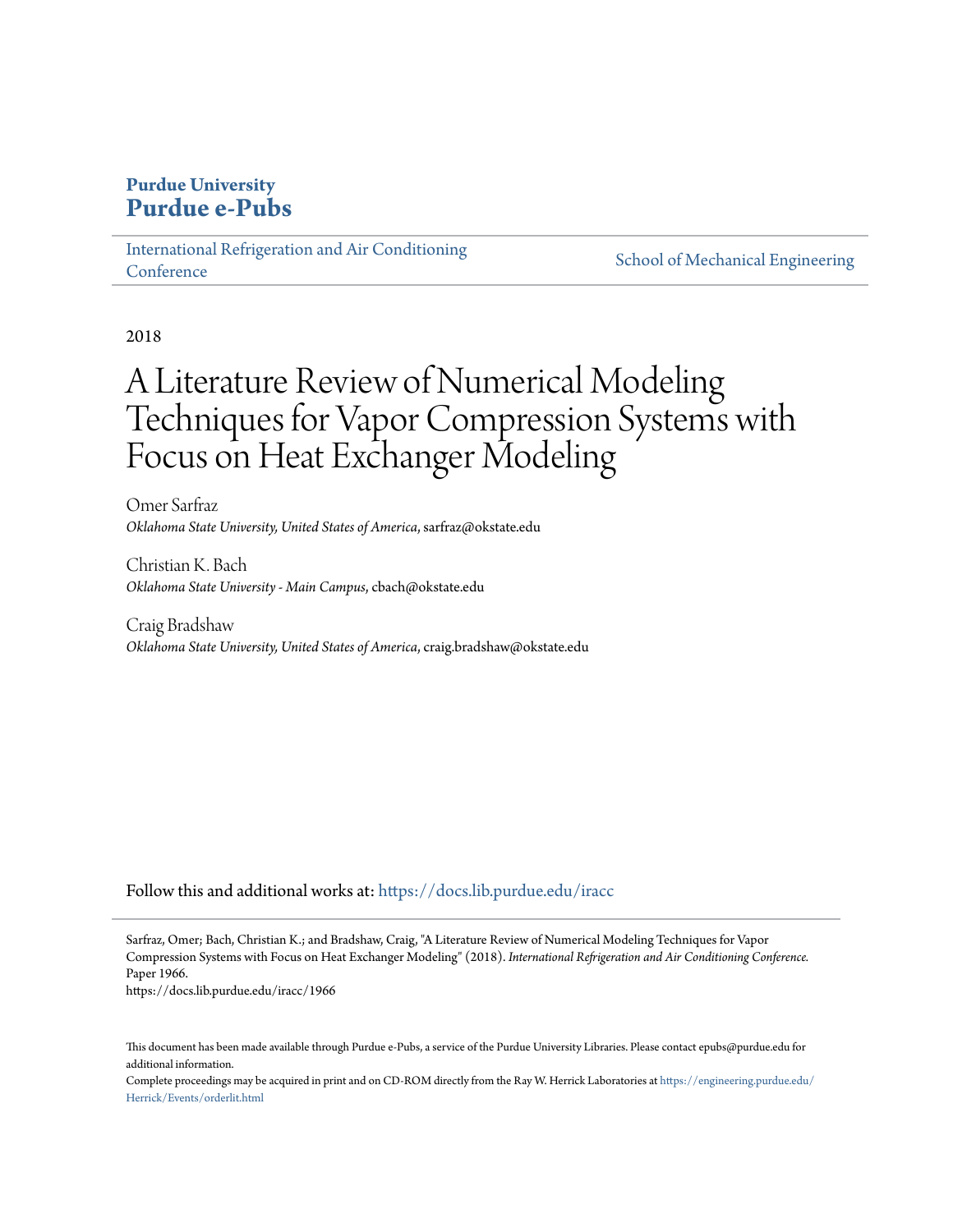**Purdue University**
**Purdue e-Pubs**

International Refrigeration and Air Conditioning Conference | School of Mechanical Engineering

2018

# A Literature Review of Numerical Modeling Techniques for Vapor Compression Systems with Focus on Heat Exchanger Modeling

Omer Sarfraz
*Oklahoma State University, United States of America*, sarfraz@okstate.edu

Christian K. Bach
*Oklahoma State University - Main Campus*, cbach@okstate.edu

Craig Bradshaw
*Oklahoma State University, United States of America*, craig.bradshaw@okstate.edu

Follow this and additional works at: https://docs.lib.purdue.edu/iracc

Sarfraz, Omer; Bach, Christian K.; and Bradshaw, Craig, "A Literature Review of Numerical Modeling Techniques for Vapor Compression Systems with Focus on Heat Exchanger Modeling" (2018). *International Refrigeration and Air Conditioning Conference.* Paper 1966.
https://docs.lib.purdue.edu/iracc/1966

This document has been made available through Purdue e-Pubs, a service of the Purdue University Libraries. Please contact epubs@purdue.edu for additional information.
Complete proceedings may be acquired in print and on CD-ROM directly from the Ray W. Herrick Laboratories at https://engineering.purdue.edu/Herrick/Events/orderlit.html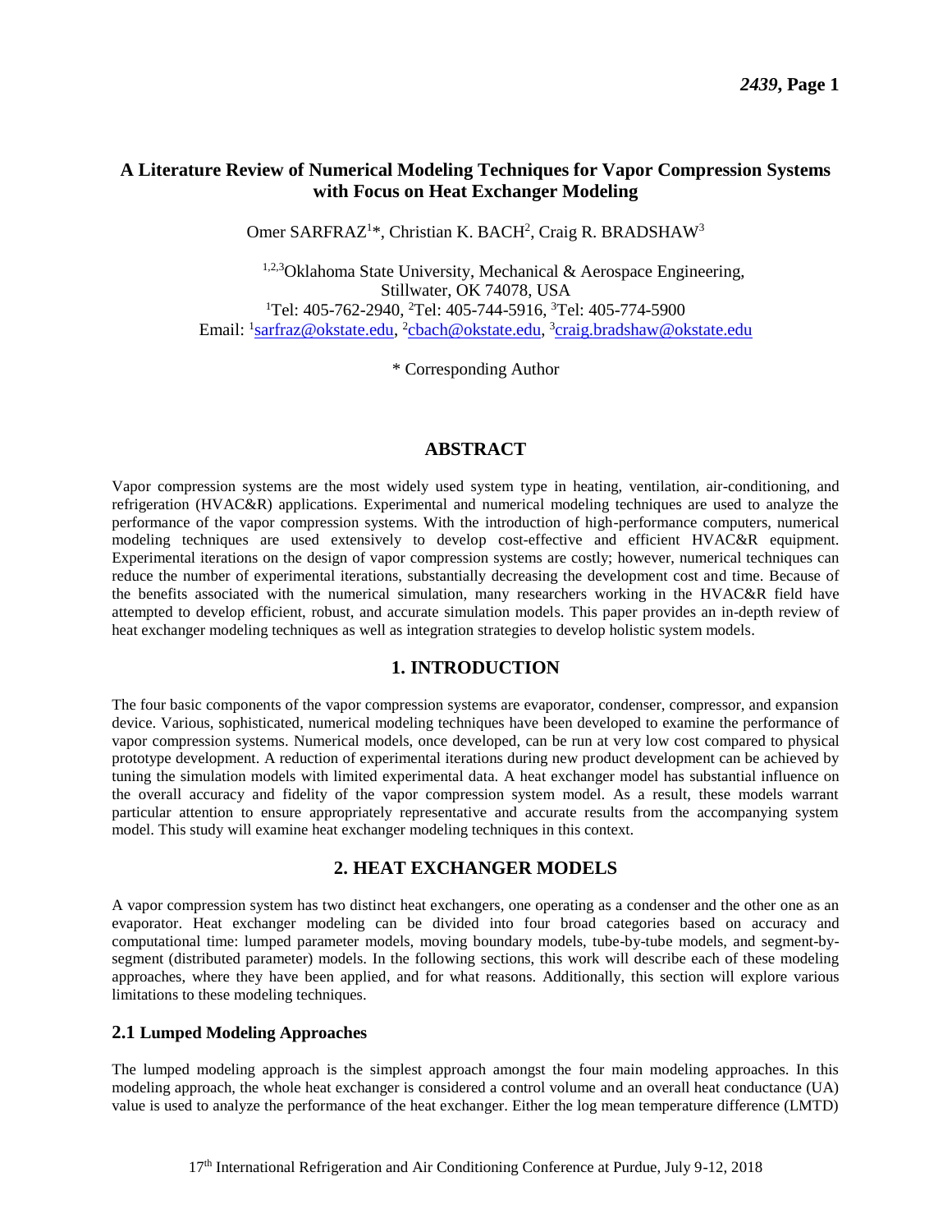# A Literature Review of Numerical Modeling Techniques for Vapor Compression Systems with Focus on Heat Exchanger Modeling

Omer SARFRAZ[1]*, Christian K. BACH[2], Craig R. BRADSHAW[3]

[1,2,3]Oklahoma State University, Mechanical & Aerospace Engineering, Stillwater, OK 74078, USA
[1]Tel: 405-762-2940, [2]Tel: 405-744-5916, [3]Tel: 405-774-5900
Email: [1]sarfraz@okstate.edu, [2]cbach@okstate.edu, [3]craig.bradshaw@okstate.edu

\* Corresponding Author

## ABSTRACT

Vapor compression systems are the most widely used system type in heating, ventilation, air-conditioning, and refrigeration (HVAC&R) applications. Experimental and numerical modeling techniques are used to analyze the performance of the vapor compression systems. With the introduction of high-performance computers, numerical modeling techniques are used extensively to develop cost-effective and efficient HVAC&R equipment. Experimental iterations on the design of vapor compression systems are costly; however, numerical techniques can reduce the number of experimental iterations, substantially decreasing the development cost and time. Because of the benefits associated with the numerical simulation, many researchers working in the HVAC&R field have attempted to develop efficient, robust, and accurate simulation models. This paper provides an in-depth review of heat exchanger modeling techniques as well as integration strategies to develop holistic system models.

## 1. INTRODUCTION

The four basic components of the vapor compression systems are evaporator, condenser, compressor, and expansion device. Various, sophisticated, numerical modeling techniques have been developed to examine the performance of vapor compression systems. Numerical models, once developed, can be run at very low cost compared to physical prototype development. A reduction of experimental iterations during new product development can be achieved by tuning the simulation models with limited experimental data. A heat exchanger model has substantial influence on the overall accuracy and fidelity of the vapor compression system model. As a result, these models warrant particular attention to ensure appropriately representative and accurate results from the accompanying system model. This study will examine heat exchanger modeling techniques in this context.

## 2. HEAT EXCHANGER MODELS

A vapor compression system has two distinct heat exchangers, one operating as a condenser and the other one as an evaporator. Heat exchanger modeling can be divided into four broad categories based on accuracy and computational time: lumped parameter models, moving boundary models, tube-by-tube models, and segment-by-segment (distributed parameter) models. In the following sections, this work will describe each of these modeling approaches, where they have been applied, and for what reasons. Additionally, this section will explore various limitations to these modeling techniques.

### 2.1 Lumped Modeling Approaches

The lumped modeling approach is the simplest approach amongst the four main modeling approaches. In this modeling approach, the whole heat exchanger is considered a control volume and an overall heat conductance (UA) value is used to analyze the performance of the heat exchanger. Either the log mean temperature difference (LMTD)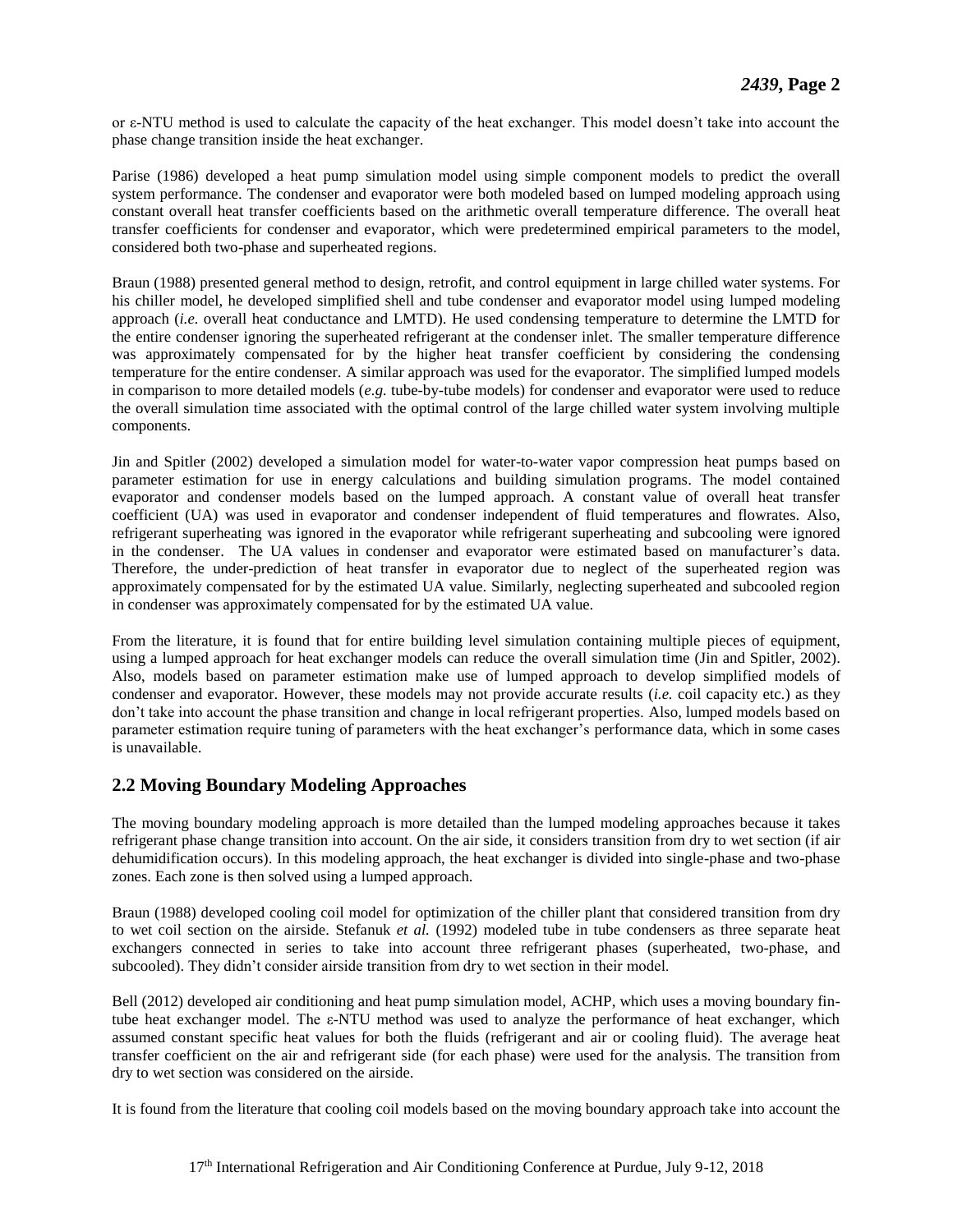or ε-NTU method is used to calculate the capacity of the heat exchanger. This model doesn't take into account the phase change transition inside the heat exchanger.

Parise (1986) developed a heat pump simulation model using simple component models to predict the overall system performance. The condenser and evaporator were both modeled based on lumped modeling approach using constant overall heat transfer coefficients based on the arithmetic overall temperature difference. The overall heat transfer coefficients for condenser and evaporator, which were predetermined empirical parameters to the model, considered both two-phase and superheated regions.

Braun (1988) presented general method to design, retrofit, and control equipment in large chilled water systems. For his chiller model, he developed simplified shell and tube condenser and evaporator model using lumped modeling approach (*i.e.* overall heat conductance and LMTD). He used condensing temperature to determine the LMTD for the entire condenser ignoring the superheated refrigerant at the condenser inlet. The smaller temperature difference was approximately compensated for by the higher heat transfer coefficient by considering the condensing temperature for the entire condenser. A similar approach was used for the evaporator. The simplified lumped models in comparison to more detailed models (*e.g.* tube-by-tube models) for condenser and evaporator were used to reduce the overall simulation time associated with the optimal control of the large chilled water system involving multiple components.

Jin and Spitler (2002) developed a simulation model for water-to-water vapor compression heat pumps based on parameter estimation for use in energy calculations and building simulation programs. The model contained evaporator and condenser models based on the lumped approach. A constant value of overall heat transfer coefficient (UA) was used in evaporator and condenser independent of fluid temperatures and flowrates. Also, refrigerant superheating was ignored in the evaporator while refrigerant superheating and subcooling were ignored in the condenser. The UA values in condenser and evaporator were estimated based on manufacturer's data. Therefore, the under-prediction of heat transfer in evaporator due to neglect of the superheated region was approximately compensated for by the estimated UA value. Similarly, neglecting superheated and subcooled region in condenser was approximately compensated for by the estimated UA value.

From the literature, it is found that for entire building level simulation containing multiple pieces of equipment, using a lumped approach for heat exchanger models can reduce the overall simulation time (Jin and Spitler, 2002). Also, models based on parameter estimation make use of lumped approach to develop simplified models of condenser and evaporator. However, these models may not provide accurate results (*i.e.* coil capacity etc.) as they don't take into account the phase transition and change in local refrigerant properties. Also, lumped models based on parameter estimation require tuning of parameters with the heat exchanger's performance data, which in some cases is unavailable.

## 2.2 Moving Boundary Modeling Approaches

The moving boundary modeling approach is more detailed than the lumped modeling approaches because it takes refrigerant phase change transition into account. On the air side, it considers transition from dry to wet section (if air dehumidification occurs). In this modeling approach, the heat exchanger is divided into single-phase and two-phase zones. Each zone is then solved using a lumped approach.

Braun (1988) developed cooling coil model for optimization of the chiller plant that considered transition from dry to wet coil section on the airside. Stefanuk *et al.* (1992) modeled tube in tube condensers as three separate heat exchangers connected in series to take into account three refrigerant phases (superheated, two-phase, and subcooled). They didn't consider airside transition from dry to wet section in their model.

Bell (2012) developed air conditioning and heat pump simulation model, ACHP, which uses a moving boundary fin-tube heat exchanger model. The ε-NTU method was used to analyze the performance of heat exchanger, which assumed constant specific heat values for both the fluids (refrigerant and air or cooling fluid). The average heat transfer coefficient on the air and refrigerant side (for each phase) were used for the analysis. The transition from dry to wet section was considered on the airside.

It is found from the literature that cooling coil models based on the moving boundary approach take into account the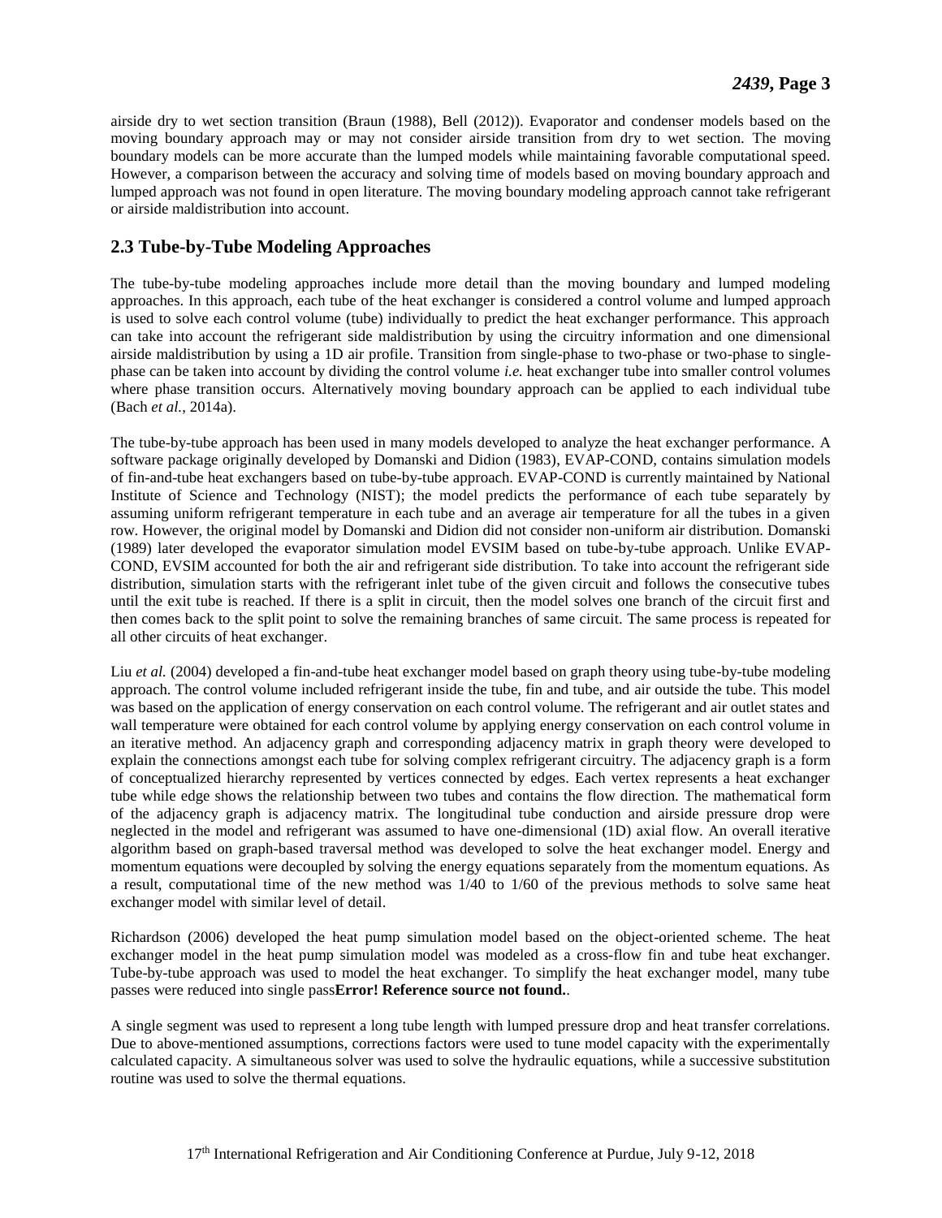airside dry to wet section transition (Braun (1988), Bell (2012)). Evaporator and condenser models based on the moving boundary approach may or may not consider airside transition from dry to wet section. The moving boundary models can be more accurate than the lumped models while maintaining favorable computational speed. However, a comparison between the accuracy and solving time of models based on moving boundary approach and lumped approach was not found in open literature. The moving boundary modeling approach cannot take refrigerant or airside maldistribution into account.

## 2.3 Tube-by-Tube Modeling Approaches

The tube-by-tube modeling approaches include more detail than the moving boundary and lumped modeling approaches. In this approach, each tube of the heat exchanger is considered a control volume and lumped approach is used to solve each control volume (tube) individually to predict the heat exchanger performance. This approach can take into account the refrigerant side maldistribution by using the circuitry information and one dimensional airside maldistribution by using a 1D air profile. Transition from single-phase to two-phase or two-phase to single-phase can be taken into account by dividing the control volume *i.e.* heat exchanger tube into smaller control volumes where phase transition occurs. Alternatively moving boundary approach can be applied to each individual tube (Bach *et al.*, 2014a).

The tube-by-tube approach has been used in many models developed to analyze the heat exchanger performance. A software package originally developed by Domanski and Didion (1983), EVAP-COND, contains simulation models of fin-and-tube heat exchangers based on tube-by-tube approach. EVAP-COND is currently maintained by National Institute of Science and Technology (NIST); the model predicts the performance of each tube separately by assuming uniform refrigerant temperature in each tube and an average air temperature for all the tubes in a given row. However, the original model by Domanski and Didion did not consider non-uniform air distribution. Domanski (1989) later developed the evaporator simulation model EVSIM based on tube-by-tube approach. Unlike EVAP-COND, EVSIM accounted for both the air and refrigerant side distribution. To take into account the refrigerant side distribution, simulation starts with the refrigerant inlet tube of the given circuit and follows the consecutive tubes until the exit tube is reached. If there is a split in circuit, then the model solves one branch of the circuit first and then comes back to the split point to solve the remaining branches of same circuit. The same process is repeated for all other circuits of heat exchanger.

Liu *et al.* (2004) developed a fin-and-tube heat exchanger model based on graph theory using tube-by-tube modeling approach. The control volume included refrigerant inside the tube, fin and tube, and air outside the tube. This model was based on the application of energy conservation on each control volume. The refrigerant and air outlet states and wall temperature were obtained for each control volume by applying energy conservation on each control volume in an iterative method. An adjacency graph and corresponding adjacency matrix in graph theory were developed to explain the connections amongst each tube for solving complex refrigerant circuitry. The adjacency graph is a form of conceptualized hierarchy represented by vertices connected by edges. Each vertex represents a heat exchanger tube while edge shows the relationship between two tubes and contains the flow direction. The mathematical form of the adjacency graph is adjacency matrix. The longitudinal tube conduction and airside pressure drop were neglected in the model and refrigerant was assumed to have one-dimensional (1D) axial flow. An overall iterative algorithm based on graph-based traversal method was developed to solve the heat exchanger model. Energy and momentum equations were decoupled by solving the energy equations separately from the momentum equations. As a result, computational time of the new method was 1/40 to 1/60 of the previous methods to solve same heat exchanger model with similar level of detail.

Richardson (2006) developed the heat pump simulation model based on the object-oriented scheme. The heat exchanger model in the heat pump simulation model was modeled as a cross-flow fin and tube heat exchanger. Tube-by-tube approach was used to model the heat exchanger. To simplify the heat exchanger model, many tube passes were reduced into single pass**Error! Reference source not found.**.

A single segment was used to represent a long tube length with lumped pressure drop and heat transfer correlations. Due to above-mentioned assumptions, corrections factors were used to tune model capacity with the experimentally calculated capacity. A simultaneous solver was used to solve the hydraulic equations, while a successive substitution routine was used to solve the thermal equations.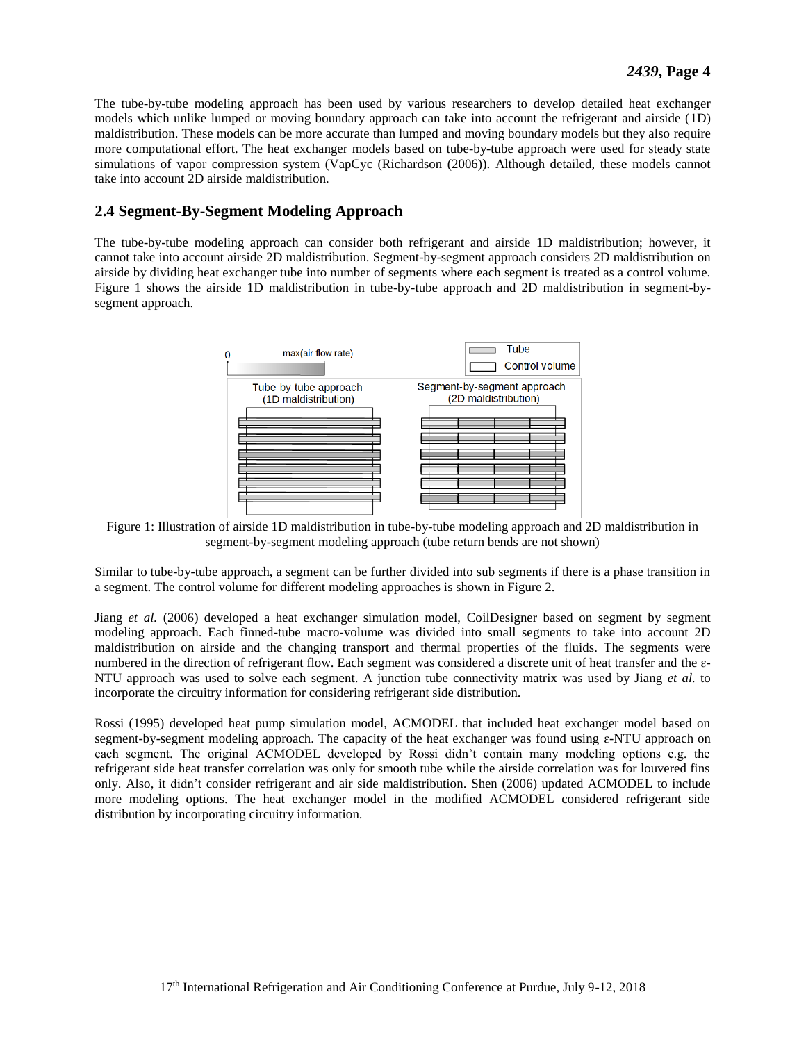The tube-by-tube modeling approach has been used by various researchers to develop detailed heat exchanger models which unlike lumped or moving boundary approach can take into account the refrigerant and airside (1D) maldistribution. These models can be more accurate than lumped and moving boundary models but they also require more computational effort. The heat exchanger models based on tube-by-tube approach were used for steady state simulations of vapor compression system (VapCyc (Richardson (2006)). Although detailed, these models cannot take into account 2D airside maldistribution.

## 2.4 Segment-By-Segment Modeling Approach

The tube-by-tube modeling approach can consider both refrigerant and airside 1D maldistribution; however, it cannot take into account airside 2D maldistribution. Segment-by-segment approach considers 2D maldistribution on airside by dividing heat exchanger tube into number of segments where each segment is treated as a control volume. Figure 1 shows the airside 1D maldistribution in tube-by-tube approach and 2D maldistribution in segment-by-segment approach.

Figure 1: Illustration of airside 1D maldistribution in tube-by-tube modeling approach and 2D maldistribution in segment-by-segment modeling approach (tube return bends are not shown)

Similar to tube-by-tube approach, a segment can be further divided into sub segments if there is a phase transition in a segment. The control volume for different modeling approaches is shown in Figure 2.

Jiang *et al.* (2006) developed a heat exchanger simulation model, CoilDesigner based on segment by segment modeling approach. Each finned-tube macro-volume was divided into small segments to take into account 2D maldistribution on airside and the changing transport and thermal properties of the fluids. The segments were numbered in the direction of refrigerant flow. Each segment was considered a discrete unit of heat transfer and the ε-NTU approach was used to solve each segment. A junction tube connectivity matrix was used by Jiang *et al.* to incorporate the circuitry information for considering refrigerant side distribution.

Rossi (1995) developed heat pump simulation model, ACMODEL that included heat exchanger model based on segment-by-segment modeling approach. The capacity of the heat exchanger was found using ε-NTU approach on each segment. The original ACMODEL developed by Rossi didn't contain many modeling options e.g. the refrigerant side heat transfer correlation was only for smooth tube while the airside correlation was for louvered fins only. Also, it didn't consider refrigerant and air side maldistribution. Shen (2006) updated ACMODEL to include more modeling options. The heat exchanger model in the modified ACMODEL considered refrigerant side distribution by incorporating circuitry information.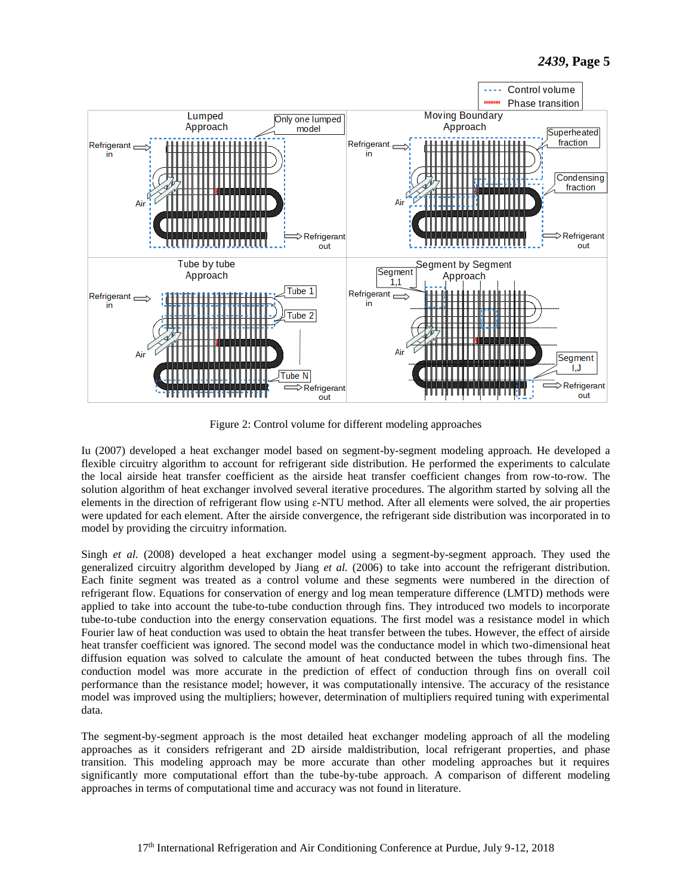Figure 2: Control volume for different modeling approaches

Iu (2007) developed a heat exchanger model based on segment-by-segment modeling approach. He developed a flexible circuitry algorithm to account for refrigerant side distribution. He performed the experiments to calculate the local airside heat transfer coefficient as the airside heat transfer coefficient changes from row-to-row. The solution algorithm of heat exchanger involved several iterative procedures. The algorithm started by solving all the elements in the direction of refrigerant flow using ε-NTU method. After all elements were solved, the air properties were updated for each element. After the airside convergence, the refrigerant side distribution was incorporated in to model by providing the circuitry information.

Singh *et al.* (2008) developed a heat exchanger model using a segment-by-segment approach. They used the generalized circuitry algorithm developed by Jiang *et al.* (2006) to take into account the refrigerant distribution. Each finite segment was treated as a control volume and these segments were numbered in the direction of refrigerant flow. Equations for conservation of energy and log mean temperature difference (LMTD) methods were applied to take into account the tube-to-tube conduction through fins. They introduced two models to incorporate tube-to-tube conduction into the energy conservation equations. The first model was a resistance model in which Fourier law of heat conduction was used to obtain the heat transfer between the tubes. However, the effect of airside heat transfer coefficient was ignored. The second model was the conductance model in which two-dimensional heat diffusion equation was solved to calculate the amount of heat conducted between the tubes through fins. The conduction model was more accurate in the prediction of effect of conduction through fins on overall coil performance than the resistance model; however, it was computationally intensive. The accuracy of the resistance model was improved using the multipliers; however, determination of multipliers required tuning with experimental data.

The segment-by-segment approach is the most detailed heat exchanger modeling approach of all the modeling approaches as it considers refrigerant and 2D airside maldistribution, local refrigerant properties, and phase transition. This modeling approach may be more accurate than other modeling approaches but it requires significantly more computational effort than the tube-by-tube approach. A comparison of different modeling approaches in terms of computational time and accuracy was not found in literature.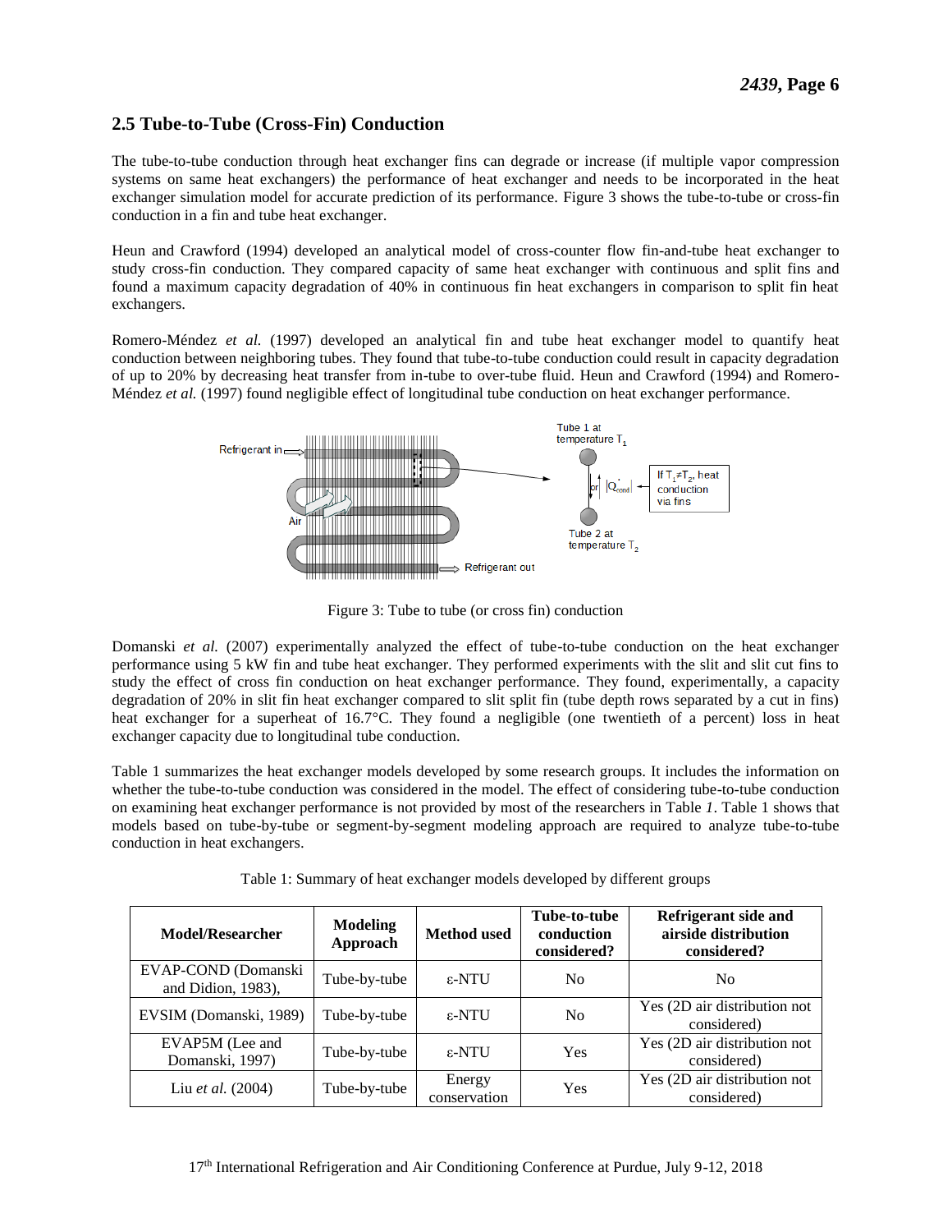## 2.5 Tube-to-Tube (Cross-Fin) Conduction

The tube-to-tube conduction through heat exchanger fins can degrade or increase (if multiple vapor compression systems on same heat exchangers) the performance of heat exchanger and needs to be incorporated in the heat exchanger simulation model for accurate prediction of its performance. Figure 3 shows the tube-to-tube or cross-fin conduction in a fin and tube heat exchanger.

Heun and Crawford (1994) developed an analytical model of cross-counter flow fin-and-tube heat exchanger to study cross-fin conduction. They compared capacity of same heat exchanger with continuous and split fins and found a maximum capacity degradation of 40% in continuous fin heat exchangers in comparison to split fin heat exchangers.

Romero-Méndez *et al.* (1997) developed an analytical fin and tube heat exchanger model to quantify heat conduction between neighboring tubes. They found that tube-to-tube conduction could result in capacity degradation of up to 20% by decreasing heat transfer from in-tube to over-tube fluid. Heun and Crawford (1994) and Romero-Méndez *et al.* (1997) found negligible effect of longitudinal tube conduction on heat exchanger performance.

Figure 3: Tube to tube (or cross fin) conduction

Domanski *et al.* (2007) experimentally analyzed the effect of tube-to-tube conduction on the heat exchanger performance using 5 kW fin and tube heat exchanger. They performed experiments with the slit and slit cut fins to study the effect of cross fin conduction on heat exchanger performance. They found, experimentally, a capacity degradation of 20% in slit fin heat exchanger compared to slit split fin (tube depth rows separated by a cut in fins) heat exchanger for a superheat of 16.7°C. They found a negligible (one twentieth of a percent) loss in heat exchanger capacity due to longitudinal tube conduction.

Table 1 summarizes the heat exchanger models developed by some research groups. It includes the information on whether the tube-to-tube conduction was considered in the model. The effect of considering tube-to-tube conduction on examining heat exchanger performance is not provided by most of the researchers in Table *1*. Table 1 shows that models based on tube-by-tube or segment-by-segment modeling approach are required to analyze tube-to-tube conduction in heat exchangers.

Table 1: Summary of heat exchanger models developed by different groups

| Model/Researcher | Modeling Approach | Method used | Tube-to-tube conduction considered? | Refrigerant side and airside distribution considered? |
|---|---|---|---|---|
| EVAP-COND (Domanski and Didion, 1983), | Tube-by-tube | ε-NTU | No | No |
| EVSIM (Domanski, 1989) | Tube-by-tube | ε-NTU | No | Yes (2D air distribution not considered) |
| EVAP5M (Lee and Domanski, 1997) | Tube-by-tube | ε-NTU | Yes | Yes (2D air distribution not considered) |
| Liu *et al.* (2004) | Tube-by-tube | Energy conservation | Yes | Yes (2D air distribution not considered) |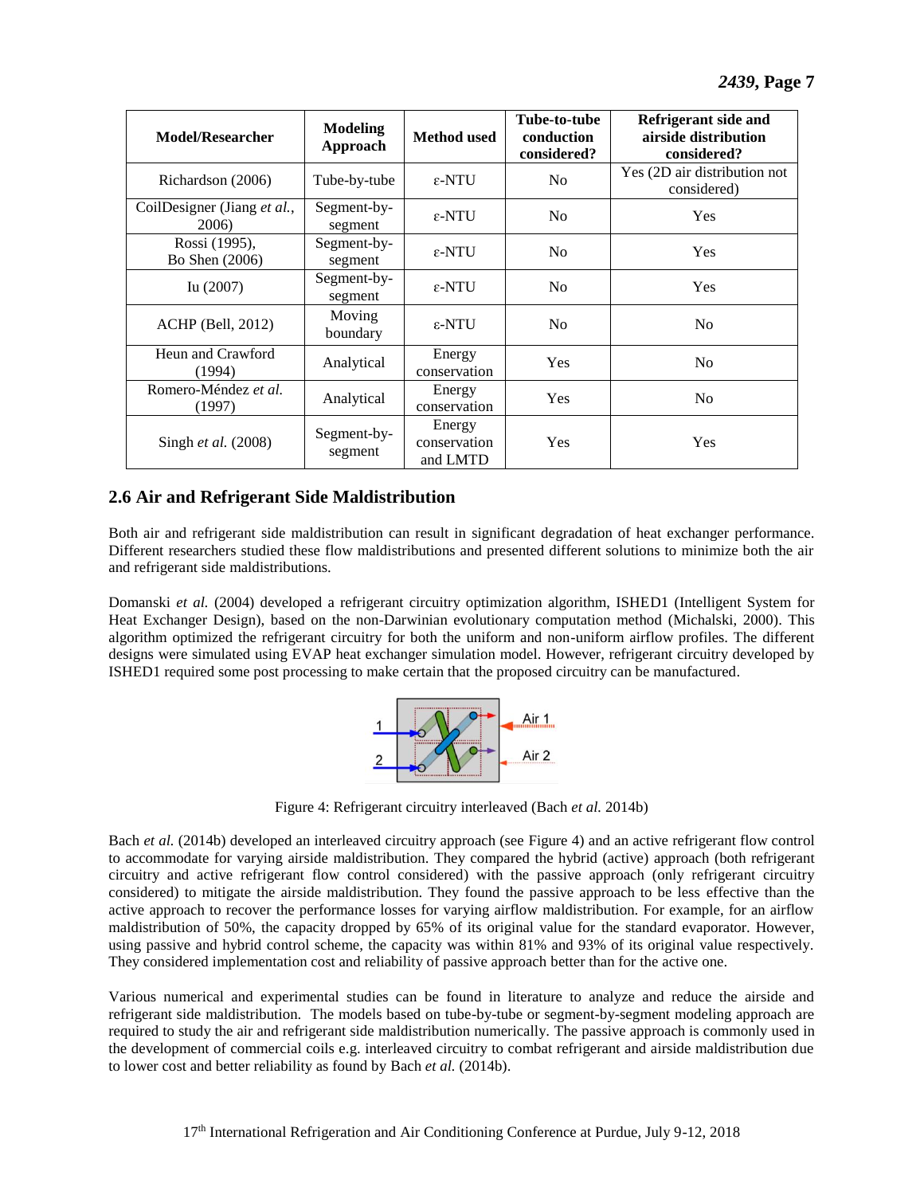| Model/Researcher | Modeling Approach | Method used | Tube-to-tube conduction considered? | Refrigerant side and airside distribution considered? |
|---|---|---|---|---|
| Richardson (2006) | Tube-by-tube | ε-NTU | No | Yes (2D air distribution not considered) |
| CoilDesigner (Jiang *et al.*, 2006) | Segment-by-segment | ε-NTU | No | Yes |
| Rossi (1995), Bo Shen (2006) | Segment-by-segment | ε-NTU | No | Yes |
| Iu (2007) | Segment-by-segment | ε-NTU | No | Yes |
| ACHP (Bell, 2012) | Moving boundary | ε-NTU | No | No |
| Heun and Crawford (1994) | Analytical | Energy conservation | Yes | No |
| Romero-Méndez *et al.* (1997) | Analytical | Energy conservation | Yes | No |
| Singh *et al.* (2008) | Segment-by-segment | Energy conservation and LMTD | Yes | Yes |

## 2.6 Air and Refrigerant Side Maldistribution

Both air and refrigerant side maldistribution can result in significant degradation of heat exchanger performance. Different researchers studied these flow maldistributions and presented different solutions to minimize both the air and refrigerant side maldistributions.

Domanski *et al.* (2004) developed a refrigerant circuitry optimization algorithm, ISHED1 (Intelligent System for Heat Exchanger Design), based on the non-Darwinian evolutionary computation method (Michalski, 2000). This algorithm optimized the refrigerant circuitry for both the uniform and non-uniform airflow profiles. The different designs were simulated using EVAP heat exchanger simulation model. However, refrigerant circuitry developed by ISHED1 required some post processing to make certain that the proposed circuitry can be manufactured.

Figure 4: Refrigerant circuitry interleaved (Bach *et al.* 2014b)

Bach *et al.* (2014b) developed an interleaved circuitry approach (see Figure 4) and an active refrigerant flow control to accommodate for varying airside maldistribution. They compared the hybrid (active) approach (both refrigerant circuitry and active refrigerant flow control considered) with the passive approach (only refrigerant circuitry considered) to mitigate the airside maldistribution. They found the passive approach to be less effective than the active approach to recover the performance losses for varying airflow maldistribution. For example, for an airflow maldistribution of 50%, the capacity dropped by 65% of its original value for the standard evaporator. However, using passive and hybrid control scheme, the capacity was within 81% and 93% of its original value respectively. They considered implementation cost and reliability of passive approach better than for the active one.

Various numerical and experimental studies can be found in literature to analyze and reduce the airside and refrigerant side maldistribution. The models based on tube-by-tube or segment-by-segment modeling approach are required to study the air and refrigerant side maldistribution numerically. The passive approach is commonly used in the development of commercial coils e.g. interleaved circuitry to combat refrigerant and airside maldistribution due to lower cost and better reliability as found by Bach *et al.* (2014b).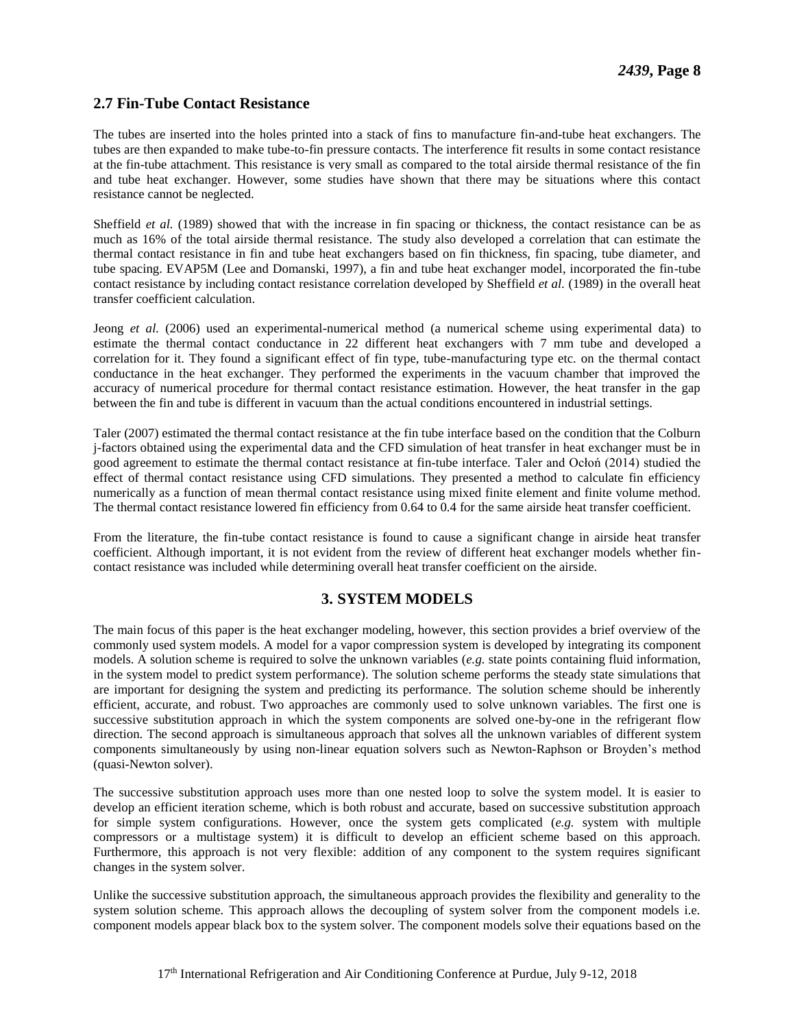## 2.7 Fin-Tube Contact Resistance

The tubes are inserted into the holes printed into a stack of fins to manufacture fin-and-tube heat exchangers. The tubes are then expanded to make tube-to-fin pressure contacts. The interference fit results in some contact resistance at the fin-tube attachment. This resistance is very small as compared to the total airside thermal resistance of the fin and tube heat exchanger. However, some studies have shown that there may be situations where this contact resistance cannot be neglected.

Sheffield *et al.* (1989) showed that with the increase in fin spacing or thickness, the contact resistance can be as much as 16% of the total airside thermal resistance. The study also developed a correlation that can estimate the thermal contact resistance in fin and tube heat exchangers based on fin thickness, fin spacing, tube diameter, and tube spacing. EVAP5M (Lee and Domanski, 1997), a fin and tube heat exchanger model, incorporated the fin-tube contact resistance by including contact resistance correlation developed by Sheffield *et al.* (1989) in the overall heat transfer coefficient calculation.

Jeong *et al.* (2006) used an experimental-numerical method (a numerical scheme using experimental data) to estimate the thermal contact conductance in 22 different heat exchangers with 7 mm tube and developed a correlation for it. They found a significant effect of fin type, tube-manufacturing type etc. on the thermal contact conductance in the heat exchanger. They performed the experiments in the vacuum chamber that improved the accuracy of numerical procedure for thermal contact resistance estimation. However, the heat transfer in the gap between the fin and tube is different in vacuum than the actual conditions encountered in industrial settings.

Taler (2007) estimated the thermal contact resistance at the fin tube interface based on the condition that the Colburn j-factors obtained using the experimental data and the CFD simulation of heat transfer in heat exchanger must be in good agreement to estimate the thermal contact resistance at fin-tube interface. Taler and Ocłoń (2014) studied the effect of thermal contact resistance using CFD simulations. They presented a method to calculate fin efficiency numerically as a function of mean thermal contact resistance using mixed finite element and finite volume method. The thermal contact resistance lowered fin efficiency from 0.64 to 0.4 for the same airside heat transfer coefficient.

From the literature, the fin-tube contact resistance is found to cause a significant change in airside heat transfer coefficient. Although important, it is not evident from the review of different heat exchanger models whether fin-contact resistance was included while determining overall heat transfer coefficient on the airside.

# 3. SYSTEM MODELS

The main focus of this paper is the heat exchanger modeling, however, this section provides a brief overview of the commonly used system models. A model for a vapor compression system is developed by integrating its component models. A solution scheme is required to solve the unknown variables (*e.g.* state points containing fluid information, in the system model to predict system performance). The solution scheme performs the steady state simulations that are important for designing the system and predicting its performance. The solution scheme should be inherently efficient, accurate, and robust. Two approaches are commonly used to solve unknown variables. The first one is successive substitution approach in which the system components are solved one-by-one in the refrigerant flow direction. The second approach is simultaneous approach that solves all the unknown variables of different system components simultaneously by using non-linear equation solvers such as Newton-Raphson or Broyden's method (quasi-Newton solver).

The successive substitution approach uses more than one nested loop to solve the system model. It is easier to develop an efficient iteration scheme, which is both robust and accurate, based on successive substitution approach for simple system configurations. However, once the system gets complicated (*e.g.* system with multiple compressors or a multistage system) it is difficult to develop an efficient scheme based on this approach. Furthermore, this approach is not very flexible: addition of any component to the system requires significant changes in the system solver.

Unlike the successive substitution approach, the simultaneous approach provides the flexibility and generality to the system solution scheme. This approach allows the decoupling of system solver from the component models i.e. component models appear black box to the system solver. The component models solve their equations based on the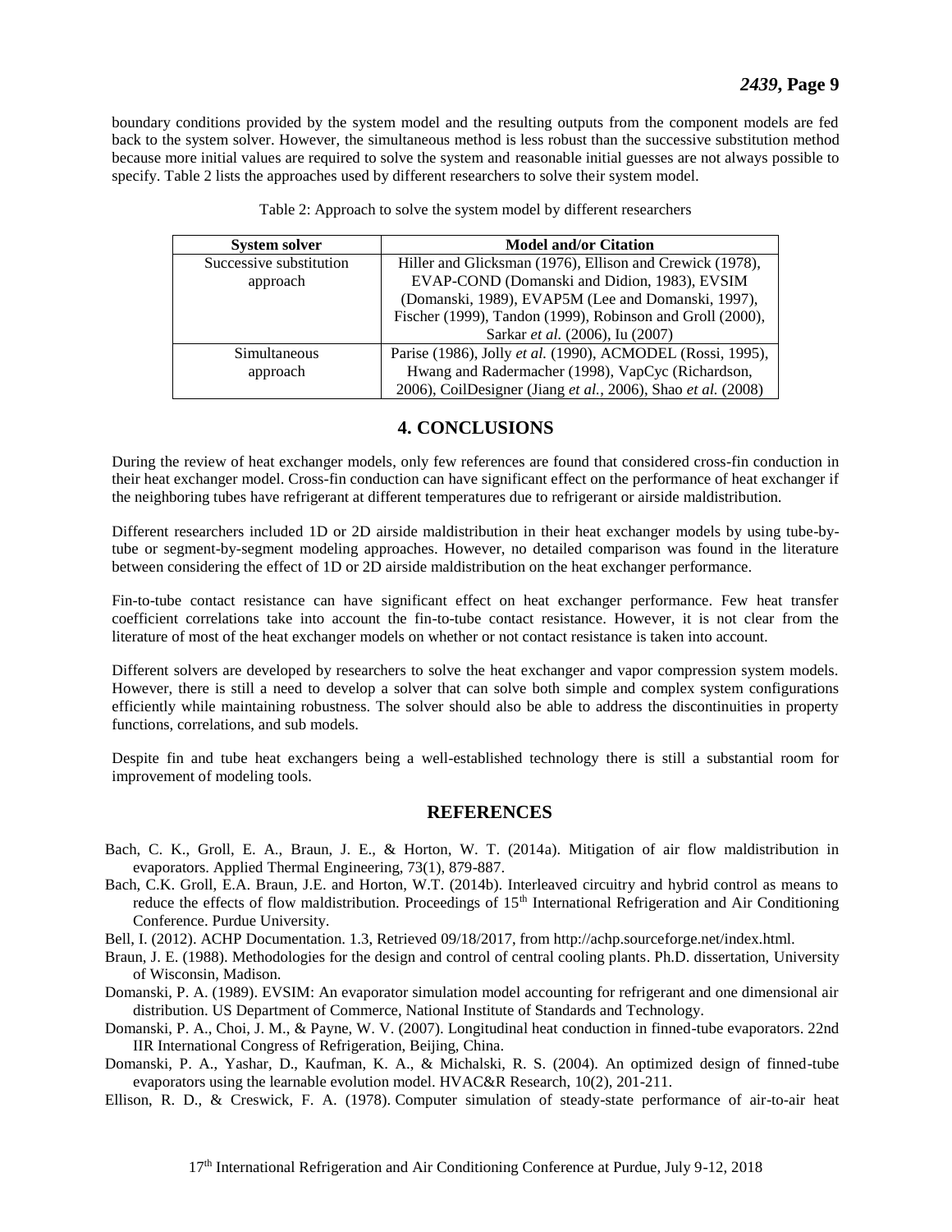boundary conditions provided by the system model and the resulting outputs from the component models are fed back to the system solver. However, the simultaneous method is less robust than the successive substitution method because more initial values are required to solve the system and reasonable initial guesses are not always possible to specify. Table 2 lists the approaches used by different researchers to solve their system model.

Table 2: Approach to solve the system model by different researchers

| System solver | Model and/or Citation |
|---|---|
| Successive substitution approach | Hiller and Glicksman (1976), Ellison and Crewick (1978), EVAP-COND (Domanski and Didion, 1983), EVSIM (Domanski, 1989), EVAP5M (Lee and Domanski, 1997), Fischer (1999), Tandon (1999), Robinson and Groll (2000), Sarkar *et al.* (2006), Iu (2007) |
| Simultaneous approach | Parise (1986), Jolly *et al.* (1990), ACMODEL (Rossi, 1995), Hwang and Radermacher (1998), VapCyc (Richardson, 2006), CoilDesigner (Jiang *et al.*, 2006), Shao *et al.* (2008) |

## 4. CONCLUSIONS

During the review of heat exchanger models, only few references are found that considered cross-fin conduction in their heat exchanger model. Cross-fin conduction can have significant effect on the performance of heat exchanger if the neighboring tubes have refrigerant at different temperatures due to refrigerant or airside maldistribution.

Different researchers included 1D or 2D airside maldistribution in their heat exchanger models by using tube-by-tube or segment-by-segment modeling approaches. However, no detailed comparison was found in the literature between considering the effect of 1D or 2D airside maldistribution on the heat exchanger performance.

Fin-to-tube contact resistance can have significant effect on heat exchanger performance. Few heat transfer coefficient correlations take into account the fin-to-tube contact resistance. However, it is not clear from the literature of most of the heat exchanger models on whether or not contact resistance is taken into account.

Different solvers are developed by researchers to solve the heat exchanger and vapor compression system models. However, there is still a need to develop a solver that can solve both simple and complex system configurations efficiently while maintaining robustness. The solver should also be able to address the discontinuities in property functions, correlations, and sub models.

Despite fin and tube heat exchangers being a well-established technology there is still a substantial room for improvement of modeling tools.

## REFERENCES

Bach, C. K., Groll, E. A., Braun, J. E., & Horton, W. T. (2014a). Mitigation of air flow maldistribution in evaporators. Applied Thermal Engineering, 73(1), 879-887.

Bach, C.K. Groll, E.A. Braun, J.E. and Horton, W.T. (2014b). Interleaved circuitry and hybrid control as means to reduce the effects of flow maldistribution. Proceedings of 15th International Refrigeration and Air Conditioning Conference. Purdue University.

Bell, I. (2012). ACHP Documentation. 1.3, Retrieved 09/18/2017, from http://achp.sourceforge.net/index.html.

Braun, J. E. (1988). Methodologies for the design and control of central cooling plants. Ph.D. dissertation, University of Wisconsin, Madison.

Domanski, P. A. (1989). EVSIM: An evaporator simulation model accounting for refrigerant and one dimensional air distribution. US Department of Commerce, National Institute of Standards and Technology.

Domanski, P. A., Choi, J. M., & Payne, W. V. (2007). Longitudinal heat conduction in finned-tube evaporators. 22nd IIR International Congress of Refrigeration, Beijing, China.

Domanski, P. A., Yashar, D., Kaufman, K. A., & Michalski, R. S. (2004). An optimized design of finned-tube evaporators using the learnable evolution model. HVAC&R Research, 10(2), 201-211.

Ellison, R. D., & Creswick, F. A. (1978). Computer simulation of steady-state performance of air-to-air heat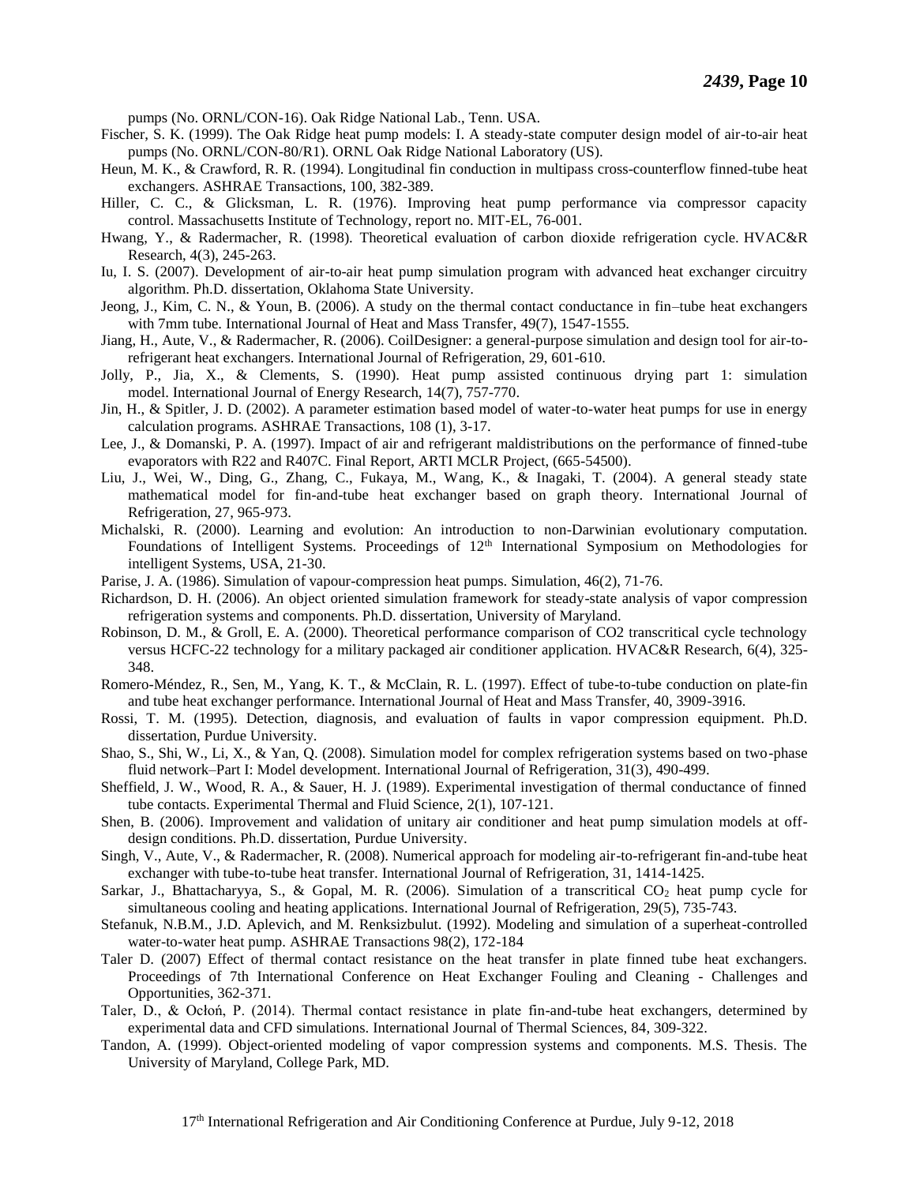pumps (No. ORNL/CON-16). Oak Ridge National Lab., Tenn. USA.

Fischer, S. K. (1999). The Oak Ridge heat pump models: I. A steady-state computer design model of air-to-air heat pumps (No. ORNL/CON-80/R1). ORNL Oak Ridge National Laboratory (US).

Heun, M. K., & Crawford, R. R. (1994). Longitudinal fin conduction in multipass cross-counterflow finned-tube heat exchangers. ASHRAE Transactions, 100, 382-389.

Hiller, C. C., & Glicksman, L. R. (1976). Improving heat pump performance via compressor capacity control. Massachusetts Institute of Technology, report no. MIT-EL, 76-001.

Hwang, Y., & Radermacher, R. (1998). Theoretical evaluation of carbon dioxide refrigeration cycle. HVAC&R Research, 4(3), 245-263.

Iu, I. S. (2007). Development of air-to-air heat pump simulation program with advanced heat exchanger circuitry algorithm. Ph.D. dissertation, Oklahoma State University.

Jeong, J., Kim, C. N., & Youn, B. (2006). A study on the thermal contact conductance in fin–tube heat exchangers with 7mm tube. International Journal of Heat and Mass Transfer, 49(7), 1547-1555.

Jiang, H., Aute, V., & Radermacher, R. (2006). CoilDesigner: a general-purpose simulation and design tool for air-to-refrigerant heat exchangers. International Journal of Refrigeration, 29, 601-610.

Jolly, P., Jia, X., & Clements, S. (1990). Heat pump assisted continuous drying part 1: simulation model. International Journal of Energy Research, 14(7), 757-770.

Jin, H., & Spitler, J. D. (2002). A parameter estimation based model of water-to-water heat pumps for use in energy calculation programs. ASHRAE Transactions, 108 (1), 3-17.

Lee, J., & Domanski, P. A. (1997). Impact of air and refrigerant maldistributions on the performance of finned-tube evaporators with R22 and R407C. Final Report, ARTI MCLR Project, (665-54500).

Liu, J., Wei, W., Ding, G., Zhang, C., Fukaya, M., Wang, K., & Inagaki, T. (2004). A general steady state mathematical model for fin-and-tube heat exchanger based on graph theory. International Journal of Refrigeration, 27, 965-973.

Michalski, R. (2000). Learning and evolution: An introduction to non-Darwinian evolutionary computation. Foundations of Intelligent Systems. Proceedings of 12th International Symposium on Methodologies for intelligent Systems, USA, 21-30.

Parise, J. A. (1986). Simulation of vapour-compression heat pumps. Simulation, 46(2), 71-76.

Richardson, D. H. (2006). An object oriented simulation framework for steady-state analysis of vapor compression refrigeration systems and components. Ph.D. dissertation, University of Maryland.

Robinson, D. M., & Groll, E. A. (2000). Theoretical performance comparison of CO2 transcritical cycle technology versus HCFC-22 technology for a military packaged air conditioner application. HVAC&R Research, 6(4), 325-348.

Romero-Méndez, R., Sen, M., Yang, K. T., & McClain, R. L. (1997). Effect of tube-to-tube conduction on plate-fin and tube heat exchanger performance. International Journal of Heat and Mass Transfer, 40, 3909-3916.

Rossi, T. M. (1995). Detection, diagnosis, and evaluation of faults in vapor compression equipment. Ph.D. dissertation, Purdue University.

Shao, S., Shi, W., Li, X., & Yan, Q. (2008). Simulation model for complex refrigeration systems based on two-phase fluid network–Part I: Model development. International Journal of Refrigeration, 31(3), 490-499.

Sheffield, J. W., Wood, R. A., & Sauer, H. J. (1989). Experimental investigation of thermal conductance of finned tube contacts. Experimental Thermal and Fluid Science, 2(1), 107-121.

Shen, B. (2006). Improvement and validation of unitary air conditioner and heat pump simulation models at off-design conditions. Ph.D. dissertation, Purdue University.

Singh, V., Aute, V., & Radermacher, R. (2008). Numerical approach for modeling air-to-refrigerant fin-and-tube heat exchanger with tube-to-tube heat transfer. International Journal of Refrigeration, 31, 1414-1425.

Sarkar, J., Bhattacharyya, S., & Gopal, M. R. (2006). Simulation of a transcritical $CO_2$ heat pump cycle for simultaneous cooling and heating applications. International Journal of Refrigeration, 29(5), 735-743.

Stefanuk, N.B.M., J.D. Aplevich, and M. Renksizbulut. (1992). Modeling and simulation of a superheat-controlled water-to-water heat pump. ASHRAE Transactions 98(2), 172-184

Taler D. (2007) Effect of thermal contact resistance on the heat transfer in plate finned tube heat exchangers. Proceedings of 7th International Conference on Heat Exchanger Fouling and Cleaning - Challenges and Opportunities, 362-371.

Taler, D., & Ocłoń, P. (2014). Thermal contact resistance in plate fin-and-tube heat exchangers, determined by experimental data and CFD simulations. International Journal of Thermal Sciences, 84, 309-322.

Tandon, A. (1999). Object-oriented modeling of vapor compression systems and components. M.S. Thesis. The University of Maryland, College Park, MD.